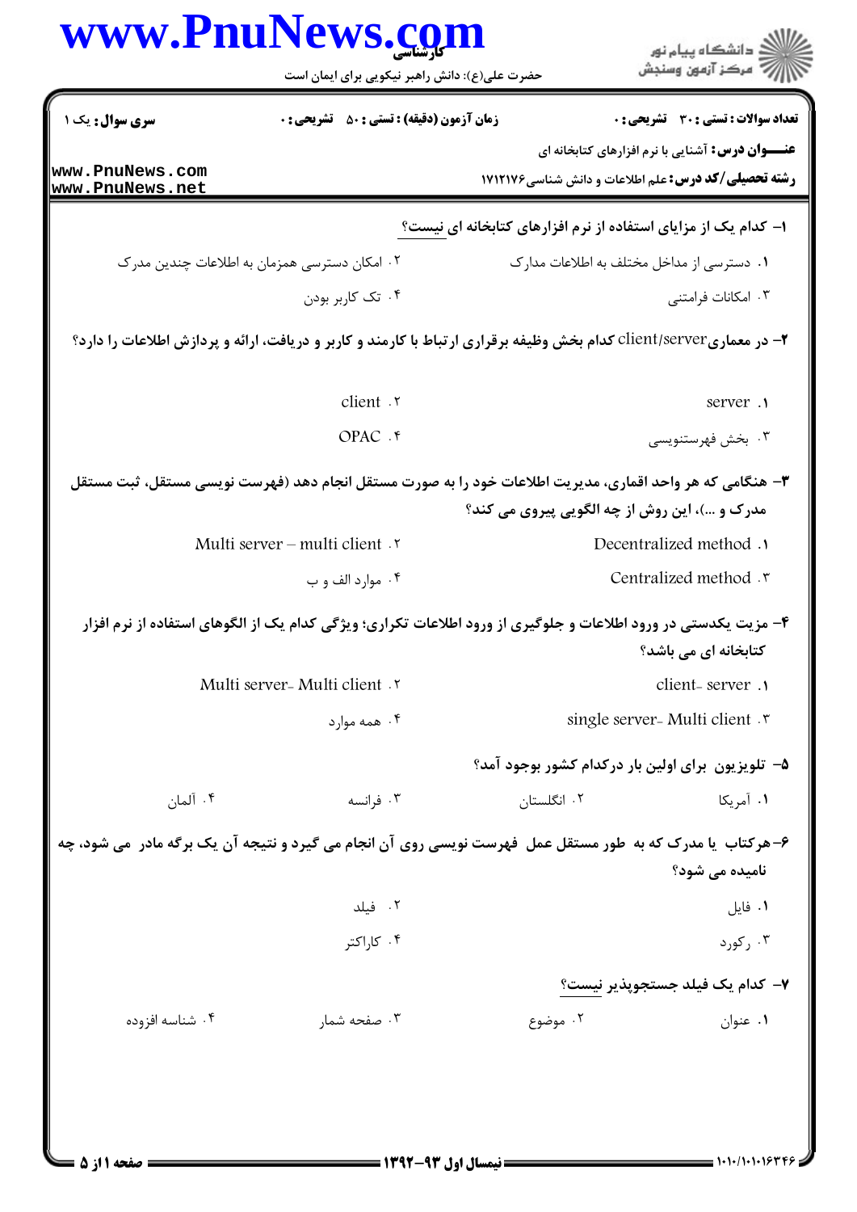**سری سوال:** یک ۱

**زمان آزمون (دقیقه) : تستی : ۵۰ تشریحی : ۰**

**تعداد سوالات : تستی : ۳۰ تشریحی : ۰**

**عنـــوان درس:** آشنایی با نرم افزارهای کتابخانه ای

**رشته تحصیلی/کد درس:** علم اطلاعات و دانش شناسی۱۷۱۲۱۷۶

**۱- کدام یک از مزایای استفاده از نرم افزارهای کتابخانه ای نیست؟**

۱. دسترسی از مداخل مختلف به اطلاعات مدارک

۲. امکان دسترسی همزمان به اطلاعات چندین مدرک

۳. امکانات فرامتنی

۴. تک کاربر بودن

**۲- در معماری client/server کدام بخش وظیفه برقراری ارتباط با کارمند و کاربر و دریافت، ارائه و پردازش اطلاعات را دارد؟**

۱. server

۲. client

۳. بخش فهرستنویسی

۴. OPAC

**۳- هنگامی که هر واحد اقماری، مدیریت اطلاعات خود را به صورت مستقل انجام دهد (فهرست نویسی مستقل، ثبت مستقل مدرک و ...)، این روش از چه الگویی پیروی می کند؟**

۱. Decentralized method

۲. Multi server – multi client

۳. Centralized method

۴. موارد الف و ب

**۴- مزیت یکدستی در ورود اطلاعات و جلوگیری از ورود اطلاعات تکراری؛ ویژگی کدام یک از الگوهای استفاده از نرم افزار کتابخانه ای می باشد؟**

۱. client- server

۲. Multi server- Multi client

۳. single server- Multi client

۴. همه موارد

**۵- تلویزیون برای اولین بار درکدام کشور بوجود آمد؟**

۱. آمریکا

۲. انگلستان

۳. فرانسه

۴. آلمان

**۶-هرکتاب یا مدرک که به طور مستقل عمل فهرست نویسی روی آن انجام می گیرد و نتیجه آن یک برگه مادر می شود، چه نامیده می شود؟**

۱. فایل

۲. فیلد

۳. رکورد

۴. کاراکتر

**۷- کدام یک فیلد جستجوپذیر نیست؟**

۱. عنوان

۲. موضوع

۳. صفحه شمار

۴. شناسه افزوده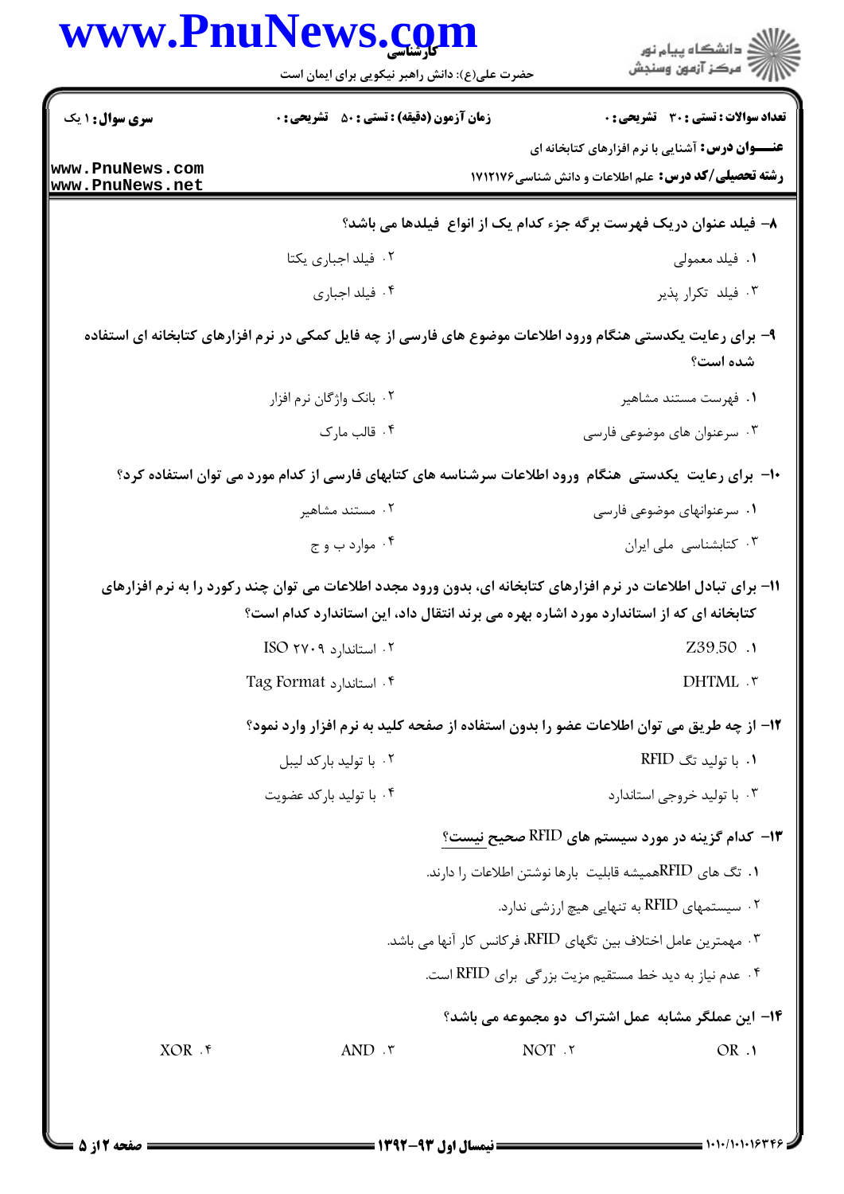۸- فیلد عنوان دریک فهرست برگه جزء کدام یک از انواع فیلدها می باشد؟

۱. فیلد معمولی
۲. فیلد اجباری یکتا
۳. فیلد تکرار پذیر
۴. فیلد اجباری

۹- برای رعایت یکدستی هنگام ورود اطلاعات موضوع های فارسی از چه فایل کمکی در نرم افزارهای کتابخانه ای استفاده شده است؟

۱. فهرست مستند مشاهیر
۲. بانک واژگان نرم افزار
۳. سرعنوان های موضوعی فارسی
۴. قالب مارک

۱۰- برای رعایت یکدستی هنگام ورود اطلاعات سرشناسه های کتابهای فارسی از کدام مورد می توان استفاده کرد؟

۱. سرعنوانهای موضوعی فارسی
۲. مستند مشاهیر
۳. کتابشناسی ملی ایران
۴. موارد ب و ج

۱۱- برای تبادل اطلاعات در نرم افزارهای کتابخانه ای، بدون ورود مجدد اطلاعات می توان چند رکورد را به نرم افزارهای کتابخانه ای که از استاندارد مورد اشاره بهره می برند انتقال داد، این استاندارد کدام است؟

۱. Z39.50
۲. استاندارد ISO ۲۷۰۹
۳. DHTML
۴. استاندارد Tag Format

۱۲- از چه طریق می توان اطلاعات عضو را بدون استفاده از صفحه کلید به نرم افزار وارد نمود؟

۱. با تولید تگ RFID
۲. با تولید بارکد لیبل
۳. با تولید خروجی استاندارد
۴. با تولید بارکد عضویت

۱۳- کدام گزینه در مورد سیستم های RFID صحیح نیست؟

۱. تگ های RFIDهمیشه قابلیت بارها نوشتن اطلاعات را دارند.
۲. سیستمهای RFID به تنهایی هیچ ارزشی ندارد.
۳. مهمترین عامل اختلاف بین تگهای RFID، فرکانس کار آنها می باشد.
۴. عدم نیاز به دید خط مستقیم مزیت بزرگی برای RFID است.

۱۴- این عملگر مشابه عمل اشتراک دو مجموعه می باشد؟

۱. OR
۲. NOT
۳. AND
۴. XOR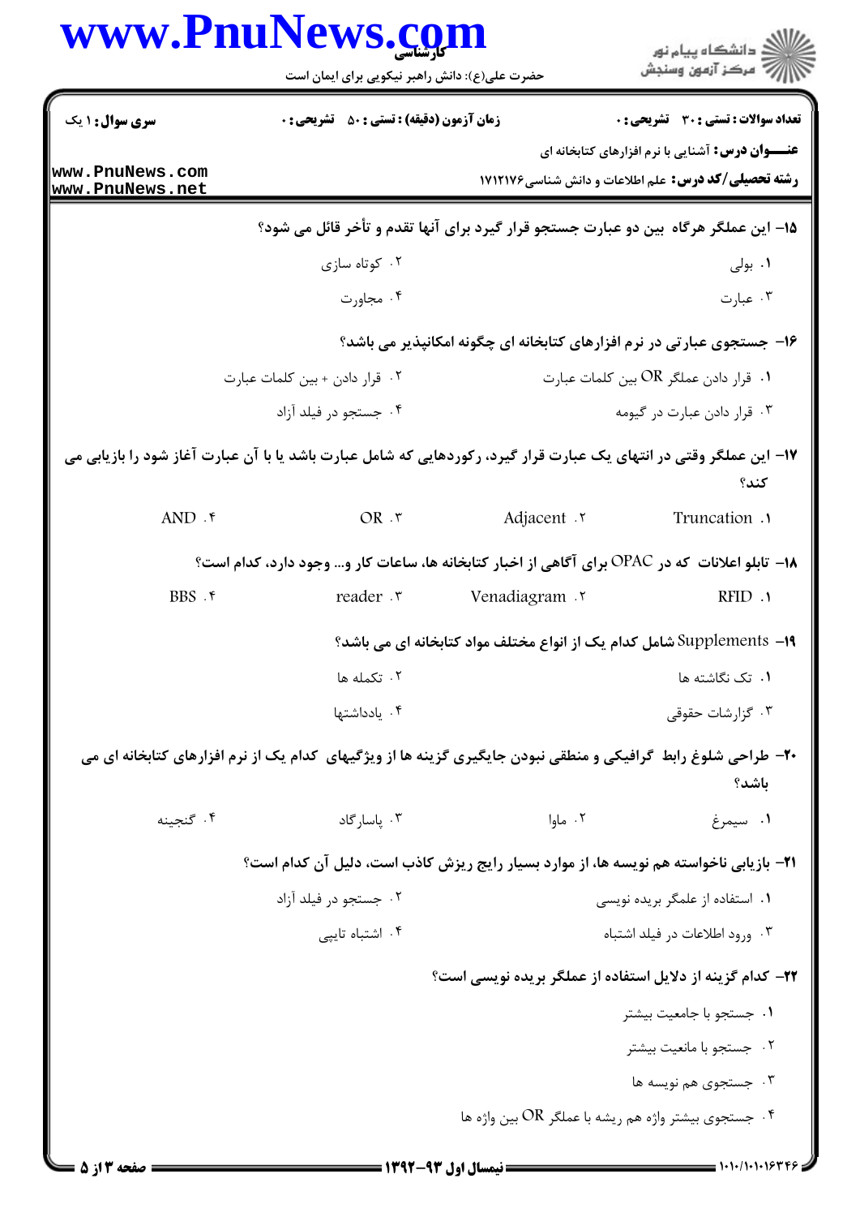۱۵- این عملگر هرگاه بین دو عبارت جستجو قرار گیرد برای آنها تقدم و تأخر قائل می شود؟

۱. بولی
۲. کوتاه سازی
۳. عبارت
۴. مجاورت

۱۶- جستجوی عبارتی در نرم افزارهای کتابخانه ای چگونه امکانپذیر می باشد؟

۱. قرار دادن عملگر OR بین کلمات عبارت
۲. قرار دادن + بین کلمات عبارت
۳. قرار دادن عبارت در گیومه
۴. جستجو در فیلد آزاد

۱۷- این عملگر وقتی در انتهای یک عبارت قرار گیرد، رکوردهایی که شامل عبارت باشد یا با آن عبارت آغاز شود را بازیابی می کند؟

۱. Truncation
۲. Adjacent
۳. OR
۴. AND

۱۸- تابلو اعلانات که در OPAC برای آگاهی از اخبار کتابخانه ها، ساعات کار و... وجود دارد، کدام است؟

۱. RFID
۲. Venadiagram
۳. reader
۴. BBS

۱۹- Supplements شامل کدام یک از انواع مختلف مواد کتابخانه ای می باشد؟

۱. تک نگاشته ها
۲. تکمله ها
۳. گزارشات حقوقی
۴. یادداشتها

۲۰- طراحی شلوغ رابط گرافیکی و منطقی نبودن جایگیری گزینه ها از ویژگیهای کدام یک از نرم افزارهای کتابخانه ای می باشد؟

۱. سیمرغ
۲. ماوا
۳. پاسارگاد
۴. گنجینه

۲۱- بازیابی ناخواسته هم نویسه ها، از موارد بسیار رایج ریزش کاذب است، دلیل آن کدام است؟

۱. استفاده از علمگر بریده نویسی
۲. جستجو در فیلد آزاد
۳. ورود اطلاعات در فیلد اشتباه
۴. اشتباه تایپی

۲۲- کدام گزینه از دلایل استفاده از عملگر بریده نویسی است؟

۱. جستجو با جامعیت بیشتر
۲. جستجو با مانعیت بیشتر
۳. جستجوی هم نویسه ها
۴. جستجوی بیشتر واژه هم ریشه با عملگر OR بین واژه ها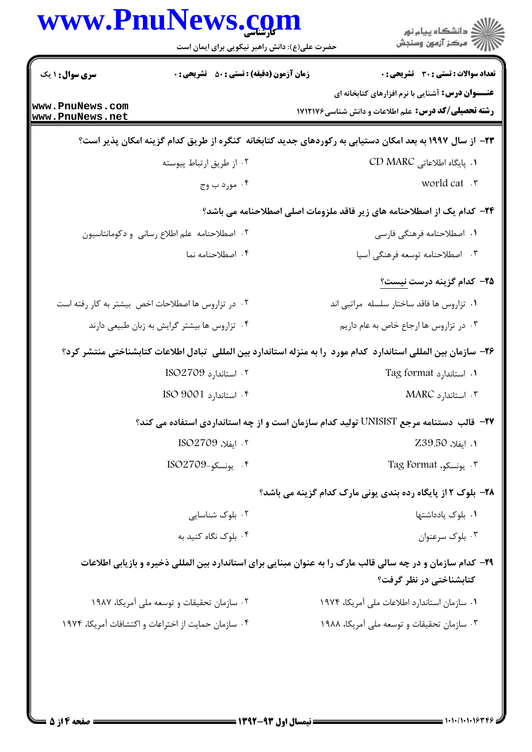۲۳- از سال ۱۹۹۷ به بعد امکان دستیابی به رکوردهای جدید کتابخانه کنگره از طریق کدام گزینه امکان پذیر است؟

۱. پایگاه اطلاعاتی CD MARC

۲. از طریق ارتباط پیوسته

۳. world cat

۴. مورد ب وج

۲۴- کدام یک از اصطلاحنامه های زیر فاقد ملزومات اصلی اصطلاحنامه می باشد؟

۱. اصطلاحنامه فرهنگی فارسی

۲. اصطلاحنامه علم اطلاع رسانی و دکومانتاسیون

۳. اصطلاحنامه توسعه فرهنگی آسیا

۴. اصطلاحنامه نما

۲۵- کدام گزینه درست نیست؟

۱. تزاروس ها فاقد ساختار سلسله مراتبی اند

۲. در تزاروس ها اصطلاحات اخص بیشتر به کار رفته است

۳. در تزاروس ها ارجاع خاص به عام داریم

۴. تزاروس ها بیشتر گرایش به زبان طبیعی دارند

۲۶- سازمان بین المللی استاندارد کدام مورد را به منزله استاندارد بین المللی تبادل اطلاعات کتابشناختی منتشر کرد؟

۱. استاندارد Tag format

۲. استاندارد ISO2709

۳. استاندارد MARC

۴. استاندارد ISO 9001

۲۷- قالب دستنامه مرجع UNISIST تولید کدام سازمان است و از چه استانداردی استفاده می کند؟

۱. ایفلا، Z39.50

۲. ایفلا، ISO2709

۳. یونسکو، Tag Format

۴. یونسکو-ISO2709

۲۸- بلوک ۲ از پایگاه رده بندی یونی مارک کدام گزینه می باشد؟

۱. بلوک یادداشتها

۲. بلوک شناسایی

۳. بلوک سرعنوان

۴. بلوک نگاه کنید به

۲۹- کدام سازمان و در چه سالی قالب مارک را به عنوان مبنایی برای استاندارد بین المللی ذخیره و بازیابی اطلاعات کتابشناختی در نظر گرفت؟

۱. سازمان استاندارد اطلاعات ملی آمریکا، ۱۹۷۴

۲. سازمان تحقیقات و توسعه ملی آمریکا، ۱۹۸۷

۳. سازمان تحقیقات و توسعه ملی آمریکا، ۱۹۸۸

۴. سازمان حمایت از اختراعات و اکتشافات آمریکا، ۱۹۷۴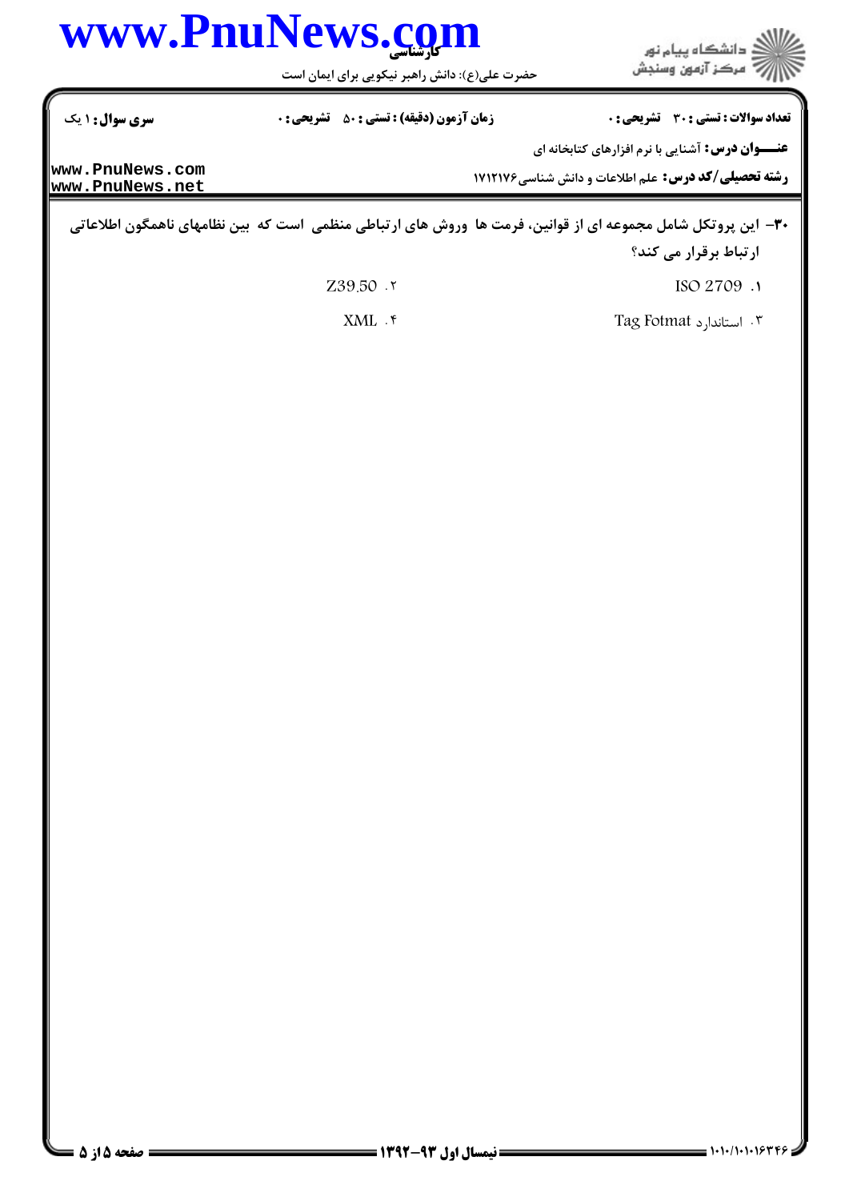۳۰- این پروتکل شامل مجموعه ای از قوانین، فرمت ها  وروش های ارتباطی منظمی  است که  بین نظامهای ناهمگون اطلاعاتی ارتباط برقرار می کند؟

۱. ISO 2709

۲. Z39.50

۳. استاندارد Tag Fotmat

۴. XML